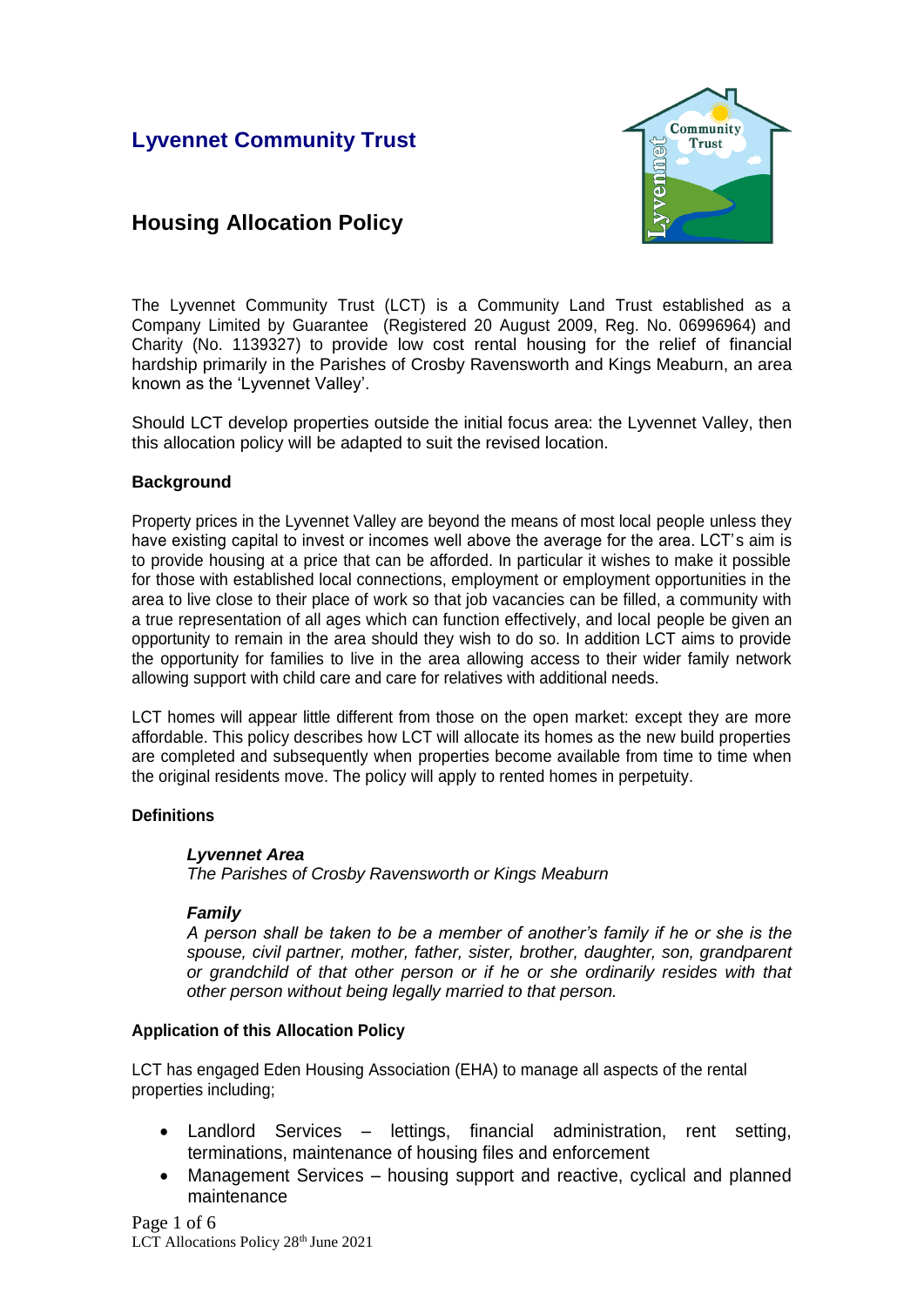# Lyvennet Community Trust

## Housing Allocation Policy

The Lyvennet Community Trust (LCT) is a Community Land Trust established as a Company Limited by Guarantee (Registered 20 August 2009, Reg. No. 06996964) and Charity (No. 1139327) to provide low cost rental housing for the relief of financial hardship primarily in the Parishes of Crosby Ravensworth and Kings Meaburn, an area known as the 'Lyvennet Valley'.

Should LCT develop properties outside the initial focus area: the Lyvennet Valley, then this allocation policy will be adapted to suit the revised location.

### Background

Property prices in the Lyvennet Valley are beyond the means of most local people unless they have existing capital to invest or incomes well above the average for the area. LCT's aim is to provide housing at a price that can be afforded. In particular it wishes to make it possible for those with established local connections, employment or employment opportunities in the area to live close to their place of work so that job vacancies can be filled, a community with a true representation of all ages which can function effectively, and local people be given an opportunity to remain in the area should they wish to do so. In addition LCT aims to provide the opportunity for families to live in the area allowing access to their wider family network allowing support with child care and care for relatives with additional needs.

LCT homes will appear little different from those on the open market: except they are more affordable. This policy describes how LCT will allocate its homes as the new build properties are completed and subsequently when properties become available from time to time when the original residents move. The policy will apply to rented homes in perpetuity.

### Definitions

***Lyvennet Area***
*The Parishes of Crosby Ravensworth or Kings Meaburn*

***Family***
*A person shall be taken to be a member of another's family if he or she is the spouse, civil partner, mother, father, sister, brother, daughter, son, grandparent or grandchild of that other person or if he or she ordinarily resides with that other person without being legally married to that person.*

### Application of this Allocation Policy

LCT has engaged Eden Housing Association (EHA) to manage all aspects of the rental properties including;

- Landlord Services – lettings, financial administration, rent setting, terminations, maintenance of housing files and enforcement
- Management Services – housing support and reactive, cyclical and planned maintenance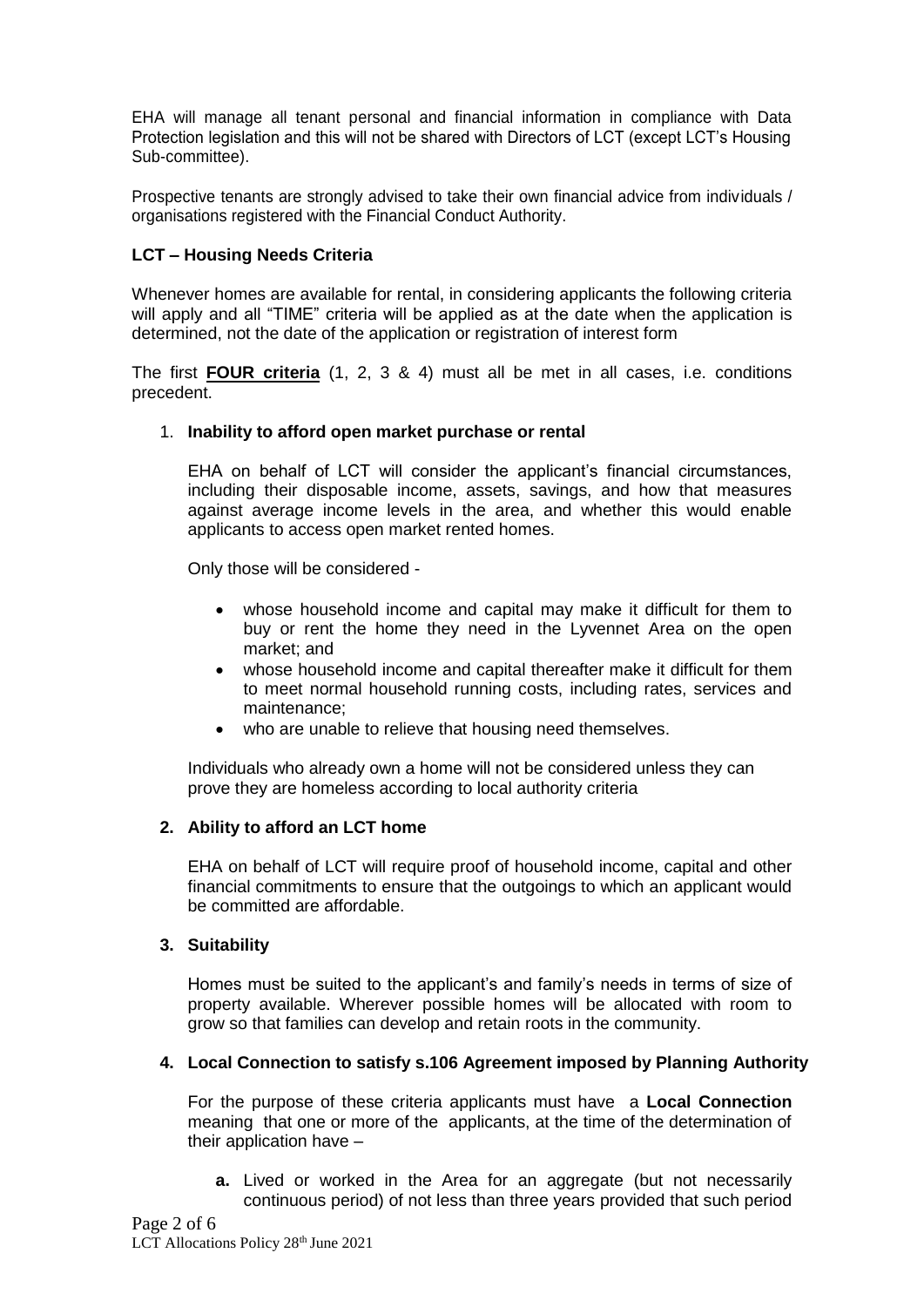EHA will manage all tenant personal and financial information in compliance with Data Protection legislation and this will not be shared with Directors of LCT (except LCT's Housing Sub-committee).

Prospective tenants are strongly advised to take their own financial advice from individuals / organisations registered with the Financial Conduct Authority.

### LCT – Housing Needs Criteria

Whenever homes are available for rental, in considering applicants the following criteria will apply and all "TIME" criteria will be applied as at the date when the application is determined, not the date of the application or registration of interest form

The first **FOUR criteria** (1, 2, 3 & 4) must all be met in all cases, i.e. conditions precedent.

1. **Inability to afford open market purchase or rental**

   EHA on behalf of LCT will consider the applicant's financial circumstances, including their disposable income, assets, savings, and how that measures against average income levels in the area, and whether this would enable applicants to access open market rented homes.

   Only those will be considered -

   - whose household income and capital may make it difficult for them to buy or rent the home they need in the Lyvennet Area on the open market; and
   - whose household income and capital thereafter make it difficult for them to meet normal household running costs, including rates, services and maintenance;
   - who are unable to relieve that housing need themselves.

   Individuals who already own a home will not be considered unless they can prove they are homeless according to local authority criteria

2. **Ability to afford an LCT home**

   EHA on behalf of LCT will require proof of household income, capital and other financial commitments to ensure that the outgoings to which an applicant would be committed are affordable.

3. **Suitability**

   Homes must be suited to the applicant's and family's needs in terms of size of property available. Wherever possible homes will be allocated with room to grow so that families can develop and retain roots in the community.

4. **Local Connection to satisfy s.106 Agreement imposed by Planning Authority**

   For the purpose of these criteria applicants must have a **Local Connection** meaning that one or more of the applicants, at the time of the determination of their application have –

   **a.** Lived or worked in the Area for an aggregate (but not necessarily continuous period) of not less than three years provided that such period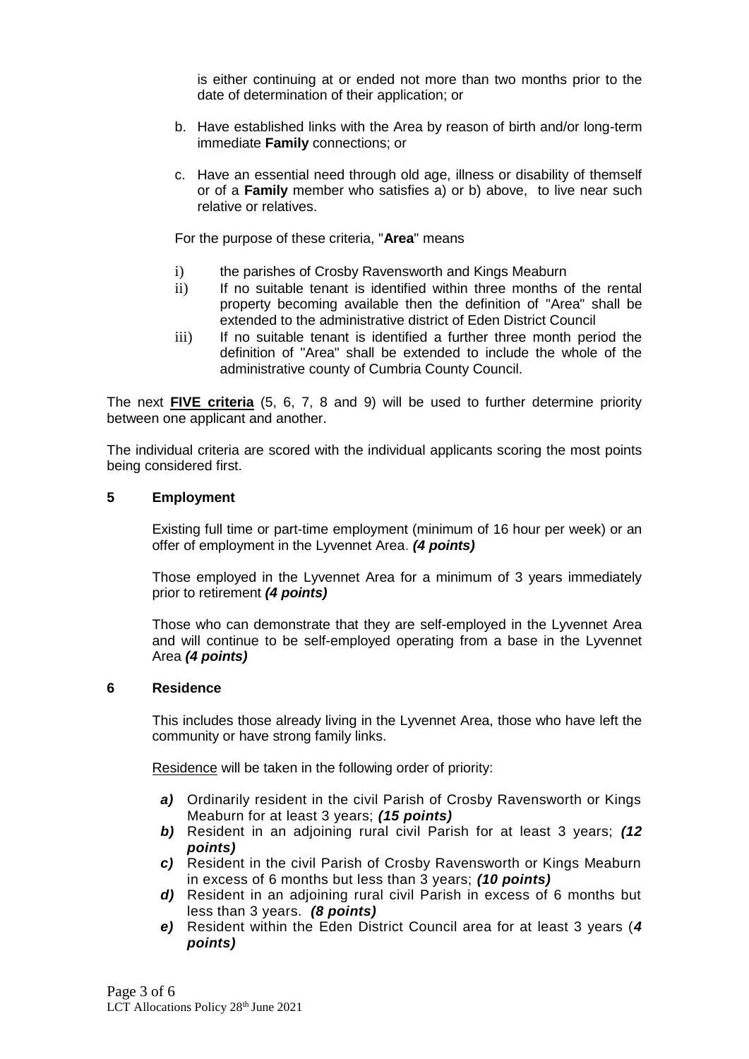is either continuing at or ended not more than two months prior to the date of determination of their application; or

b. Have established links with the Area by reason of birth and/or long-term immediate **Family** connections; or

c. Have an essential need through old age, illness or disability of themself or of a **Family** member who satisfies a) or b) above, to live near such relative or relatives.

For the purpose of these criteria, "**Area**" means

i) the parishes of Crosby Ravensworth and Kings Meaburn
ii) If no suitable tenant is identified within three months of the rental property becoming available then the definition of "Area" shall be extended to the administrative district of Eden District Council
iii) If no suitable tenant is identified a further three month period the definition of "Area" shall be extended to include the whole of the administrative county of Cumbria County Council.

The next **<u>FIVE criteria</u>** (5, 6, 7, 8 and 9) will be used to further determine priority between one applicant and another.

The individual criteria are scored with the individual applicants scoring the most points being considered first.

### 5 Employment

Existing full time or part-time employment (minimum of 16 hour per week) or an offer of employment in the Lyvennet Area. ***(4 points)***

Those employed in the Lyvennet Area for a minimum of 3 years immediately prior to retirement ***(4 points)***

Those who can demonstrate that they are self-employed in the Lyvennet Area and will continue to be self-employed operating from a base in the Lyvennet Area ***(4 points)***

### 6 Residence

This includes those already living in the Lyvennet Area, those who have left the community or have strong family links.

<u>Residence</u> will be taken in the following order of priority:

***a)*** Ordinarily resident in the civil Parish of Crosby Ravensworth or Kings Meaburn for at least 3 years; ***(15 points)***
***b)*** Resident in an adjoining rural civil Parish for at least 3 years; ***(12 points)***
***c)*** Resident in the civil Parish of Crosby Ravensworth or Kings Meaburn in excess of 6 months but less than 3 years; ***(10 points)***
***d)*** Resident in an adjoining rural civil Parish in excess of 6 months but less than 3 years. ***(8 points)***
***e)*** Resident within the Eden District Council area for at least 3 years (***4 points)***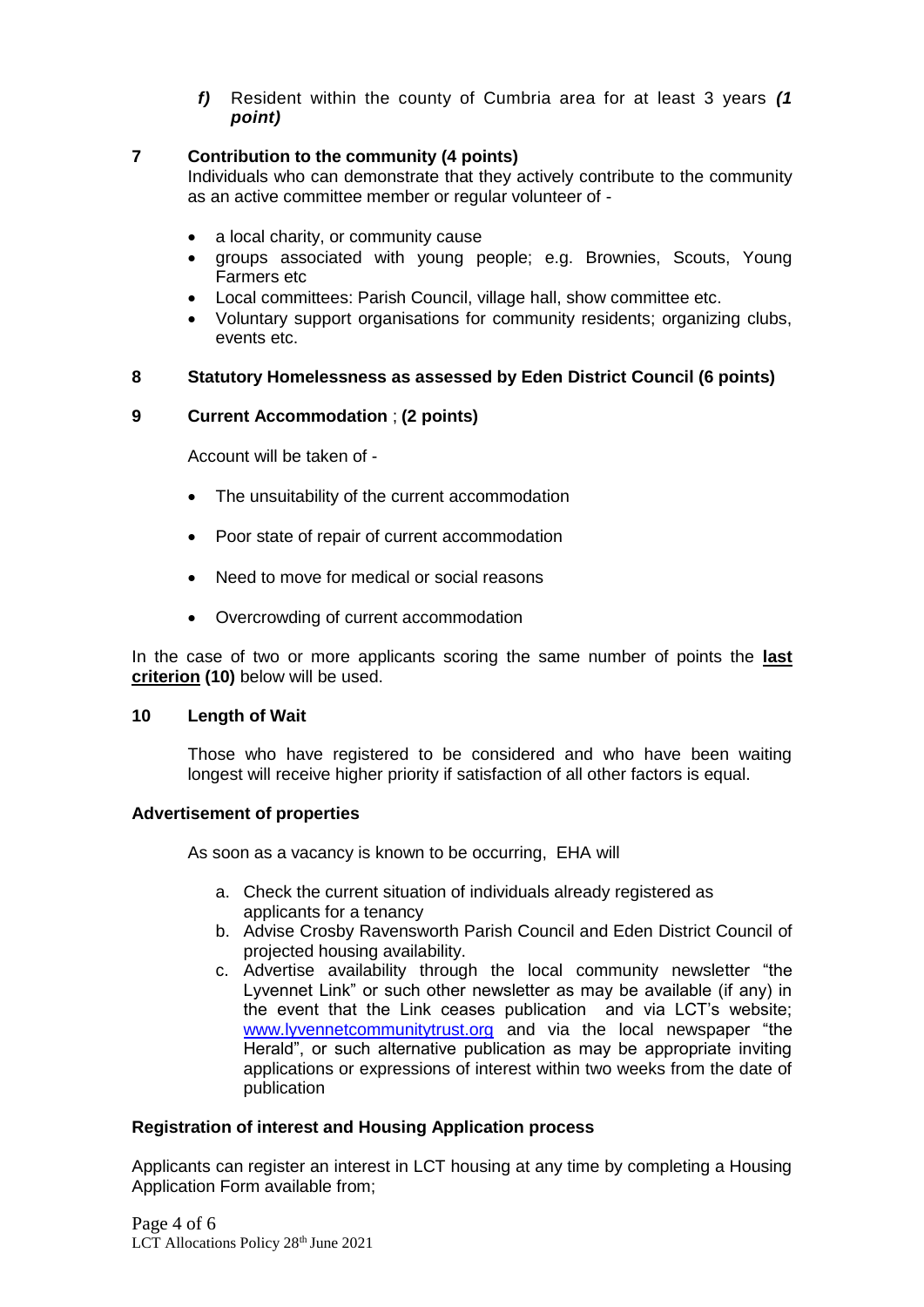*f)* Resident within the county of Cumbria area for at least 3 years ***(1 point)***

**7 Contribution to the community (4 points)**

Individuals who can demonstrate that they actively contribute to the community as an active committee member or regular volunteer of -

- a local charity, or community cause
- groups associated with young people; e.g. Brownies, Scouts, Young Farmers etc
- Local committees: Parish Council, village hall, show committee etc.
- Voluntary support organisations for community residents; organizing clubs, events etc.

**8 Statutory Homelessness as assessed by Eden District Council (6 points)**

**9 Current Accommodation** ; **(2 points)**

Account will be taken of -

- The unsuitability of the current accommodation
- Poor state of repair of current accommodation
- Need to move for medical or social reasons
- Overcrowding of current accommodation

In the case of two or more applicants scoring the same number of points the **last criterion (10)** below will be used.

**10 Length of Wait**

Those who have registered to be considered and who have been waiting longest will receive higher priority if satisfaction of all other factors is equal.

**Advertisement of properties**

As soon as a vacancy is known to be occurring, EHA will

a. Check the current situation of individuals already registered as applicants for a tenancy
b. Advise Crosby Ravensworth Parish Council and Eden District Council of projected housing availability.
c. Advertise availability through the local community newsletter "the Lyvennet Link" or such other newsletter as may be available (if any) in the event that the Link ceases publication and via LCT's website; [www.lyvennetcommunitytrust.org](http://www.lyvennetcommunitytrust.org) and via the local newspaper "the Herald", or such alternative publication as may be appropriate inviting applications or expressions of interest within two weeks from the date of publication

**Registration of interest and Housing Application process**

Applicants can register an interest in LCT housing at any time by completing a Housing Application Form available from;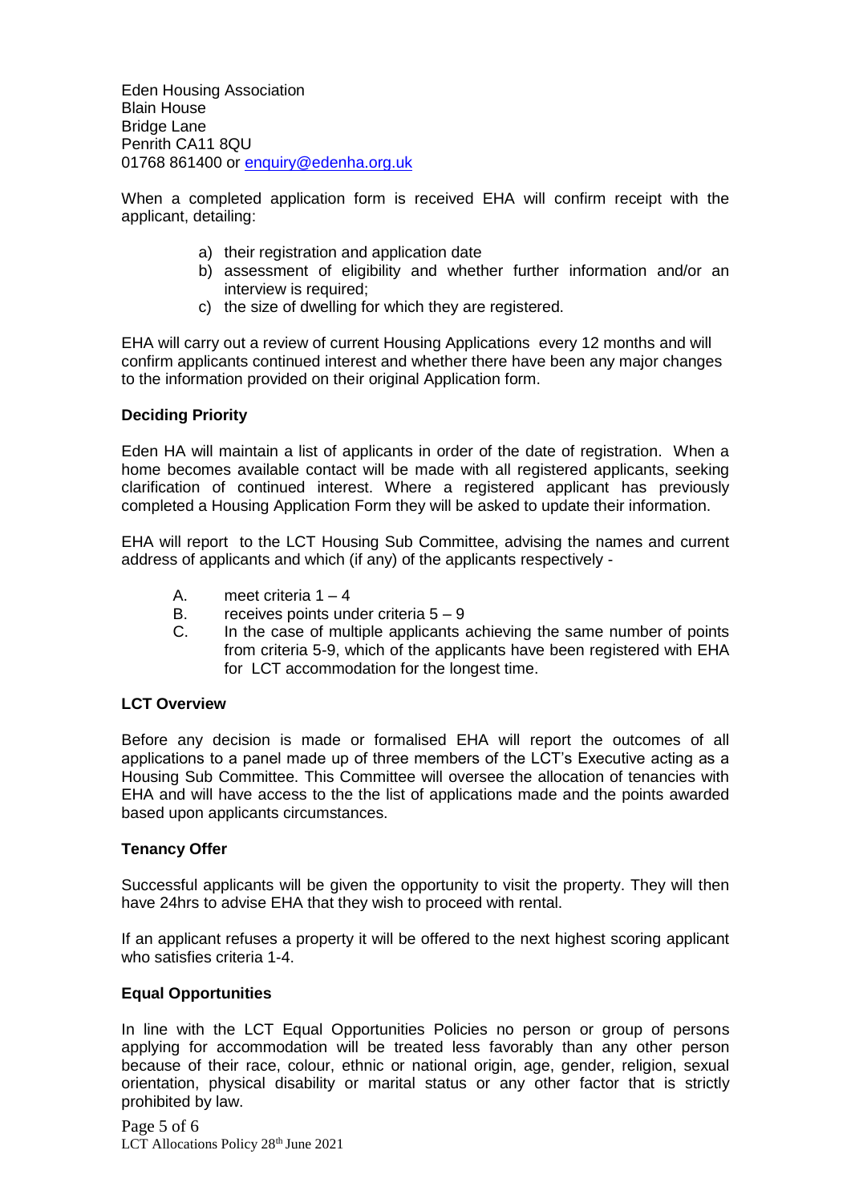Eden Housing Association  
Blain House  
Bridge Lane  
Penrith CA11 8QU  
01768 861400 or [enquiry@edenha.org.uk](mailto:enquiry@edenha.org.uk)

When a completed application form is received EHA will confirm receipt with the applicant, detailing:

a) their registration and application date
b) assessment of eligibility and whether further information and/or an interview is required;
c) the size of dwelling for which they are registered.

EHA will carry out a review of current Housing Applications every 12 months and will confirm applicants continued interest and whether there have been any major changes to the information provided on their original Application form.

**Deciding Priority**

Eden HA will maintain a list of applicants in order of the date of registration. When a home becomes available contact will be made with all registered applicants, seeking clarification of continued interest. Where a registered applicant has previously completed a Housing Application Form they will be asked to update their information.

EHA will report to the LCT Housing Sub Committee, advising the names and current address of applicants and which (if any) of the applicants respectively -

A. meet criteria 1 – 4
B. receives points under criteria 5 – 9
C. In the case of multiple applicants achieving the same number of points from criteria 5-9, which of the applicants have been registered with EHA for LCT accommodation for the longest time.

**LCT Overview**

Before any decision is made or formalised EHA will report the outcomes of all applications to a panel made up of three members of the LCT's Executive acting as a Housing Sub Committee. This Committee will oversee the allocation of tenancies with EHA and will have access to the the list of applications made and the points awarded based upon applicants circumstances.

**Tenancy Offer**

Successful applicants will be given the opportunity to visit the property. They will then have 24hrs to advise EHA that they wish to proceed with rental.

If an applicant refuses a property it will be offered to the next highest scoring applicant who satisfies criteria 1-4.

**Equal Opportunities**

In line with the LCT Equal Opportunities Policies no person or group of persons applying for accommodation will be treated less favorably than any other person because of their race, colour, ethnic or national origin, age, gender, religion, sexual orientation, physical disability or marital status or any other factor that is strictly prohibited by law.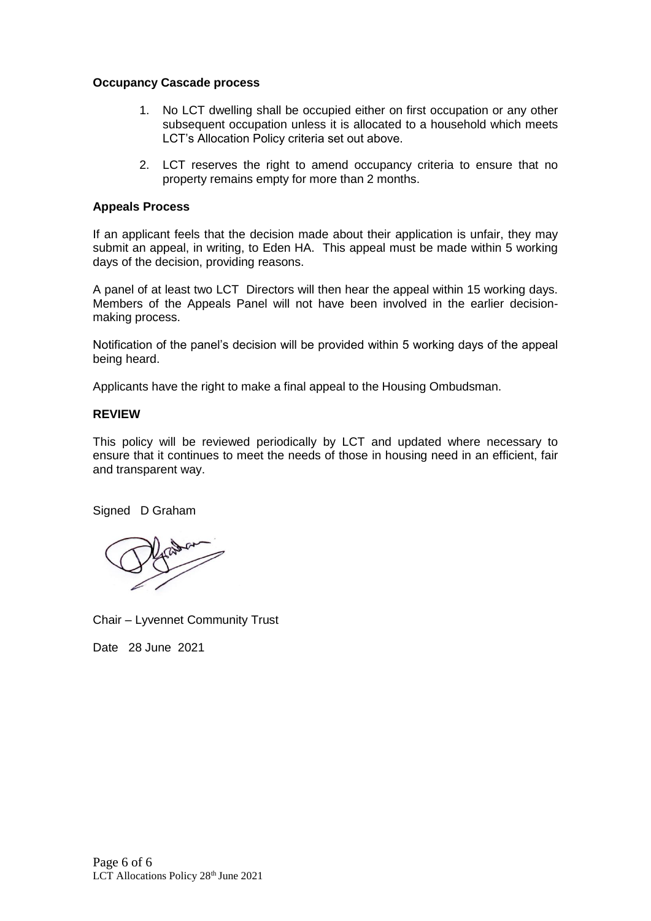**Occupancy Cascade process**

1. No LCT dwelling shall be occupied either on first occupation or any other subsequent occupation unless it is allocated to a household which meets LCT's Allocation Policy criteria set out above.
2. LCT reserves the right to amend occupancy criteria to ensure that no property remains empty for more than 2 months.

**Appeals Process**

If an applicant feels that the decision made about their application is unfair, they may submit an appeal, in writing, to Eden HA. This appeal must be made within 5 working days of the decision, providing reasons.

A panel of at least two LCT Directors will then hear the appeal within 15 working days. Members of the Appeals Panel will not have been involved in the earlier decision-making process.

Notification of the panel's decision will be provided within 5 working days of the appeal being heard.

Applicants have the right to make a final appeal to the Housing Ombudsman.

**REVIEW**

This policy will be reviewed periodically by LCT and updated where necessary to ensure that it continues to meet the needs of those in housing need in an efficient, fair and transparent way.

Signed D Graham

Chair – Lyvennet Community Trust

Date 28 June 2021